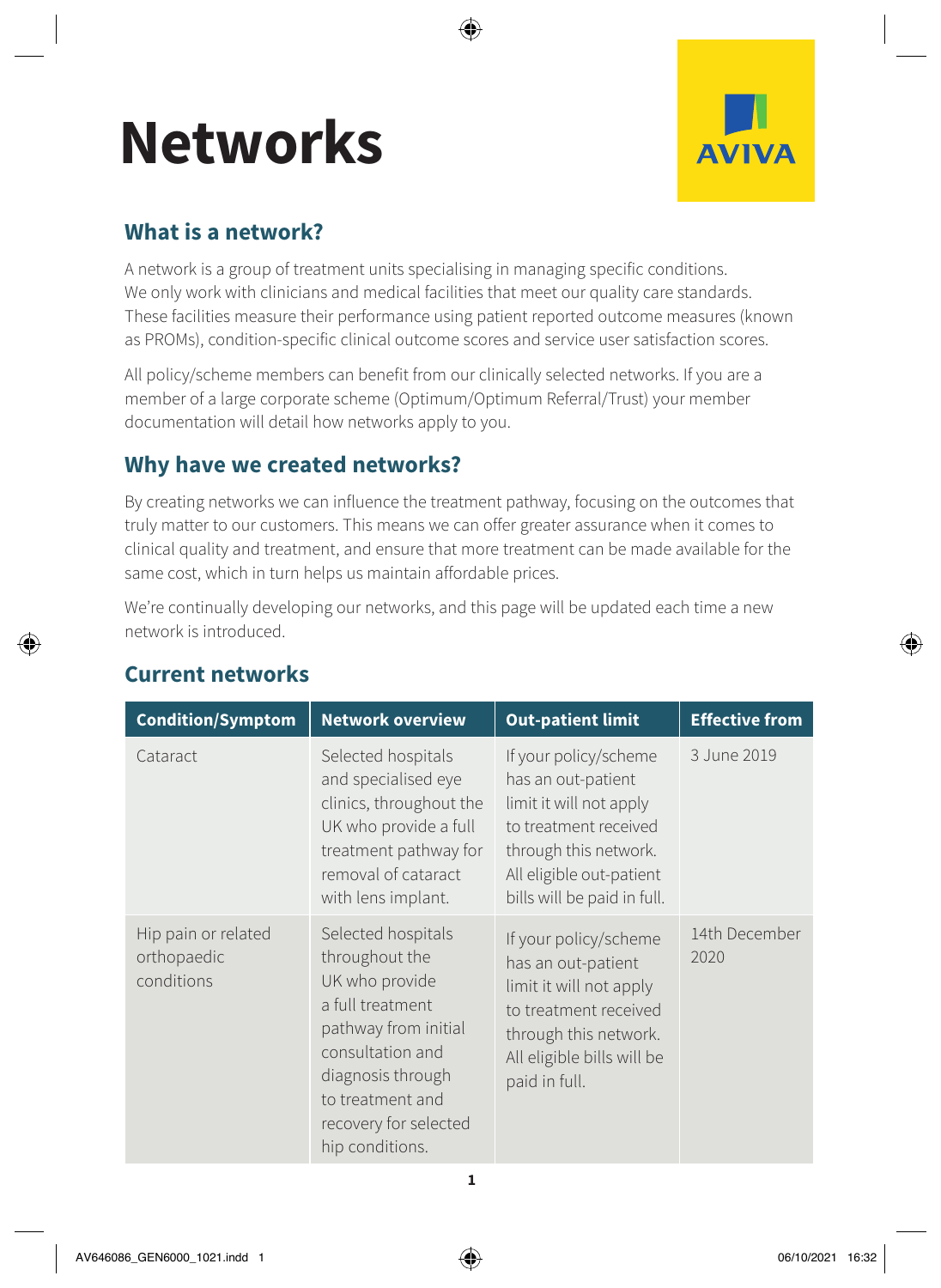# Networks

AVIVA

## What is a network?

A network is a group of treatment units specialising in managing specific conditions. We only work with clinicians and medical facilities that meet our quality care standards. These facilities measure their performance using patient reported outcome measures (known as PROMs), condition-specific clinical outcome scores and service user satisfaction scores.

All policy/scheme members can benefit from our clinically selected networks. If you are a member of a large corporate scheme (Optimum/Optimum Referral/Trust) your member documentation will detail how networks apply to you.

## Why have we created networks?

By creating networks we can influence the treatment pathway, focusing on the outcomes that truly matter to our customers. This means we can offer greater assurance when it comes to clinical quality and treatment, and ensure that more treatment can be made available for the same cost, which in turn helps us maintain affordable prices.

We're continually developing our networks, and this page will be updated each time a new network is introduced.

## Current networks

| Condition/Symptom | Network overview | Out-patient limit | Effective from |
|---|---|---|---|
| Cataract | Selected hospitals and specialised eye clinics, throughout the UK who provide a full treatment pathway for removal of cataract with lens implant. | If your policy/scheme has an out-patient limit it will not apply to treatment received through this network. All eligible out-patient bills will be paid in full. | 3 June 2019 |
| Hip pain or related orthopaedic conditions | Selected hospitals throughout the UK who provide a full treatment pathway from initial consultation and diagnosis through to treatment and recovery for selected hip conditions. | If your policy/scheme has an out-patient limit it will not apply to treatment received through this network. All eligible bills will be paid in full. | 14th December 2020 |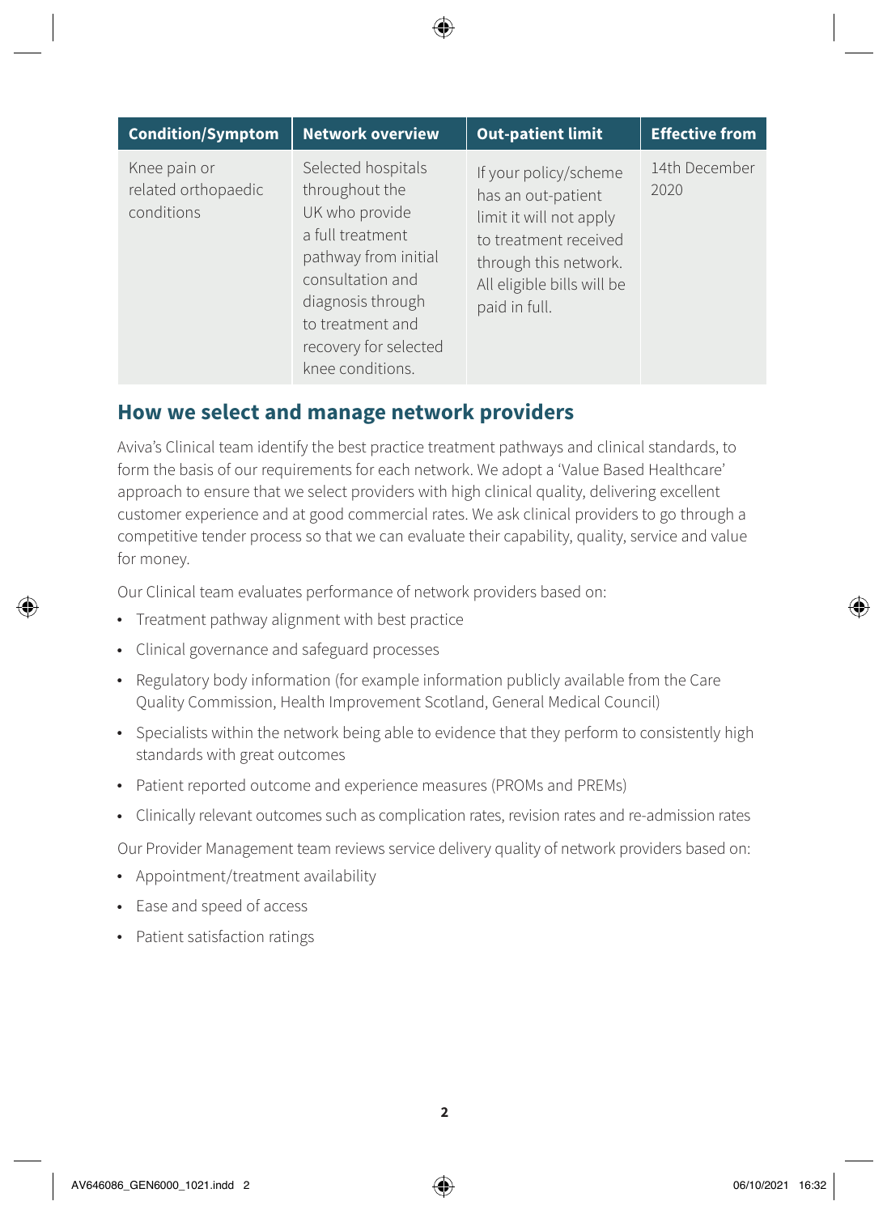| Condition/Symptom | Network overview | Out-patient limit | Effective from |
|---|---|---|---|
| Knee pain or related orthopaedic conditions | Selected hospitals throughout the UK who provide a full treatment pathway from initial consultation and diagnosis through to treatment and recovery for selected knee conditions. | If your policy/scheme has an out-patient limit it will not apply to treatment received through this network. All eligible bills will be paid in full. | 14th December 2020 |

## How we select and manage network providers

Aviva's Clinical team identify the best practice treatment pathways and clinical standards, to form the basis of our requirements for each network. We adopt a 'Value Based Healthcare' approach to ensure that we select providers with high clinical quality, delivering excellent customer experience and at good commercial rates. We ask clinical providers to go through a competitive tender process so that we can evaluate their capability, quality, service and value for money.

Our Clinical team evaluates performance of network providers based on:

- Treatment pathway alignment with best practice
- Clinical governance and safeguard processes
- Regulatory body information (for example information publicly available from the Care Quality Commission, Health Improvement Scotland, General Medical Council)
- Specialists within the network being able to evidence that they perform to consistently high standards with great outcomes
- Patient reported outcome and experience measures (PROMs and PREMs)
- Clinically relevant outcomes such as complication rates, revision rates and re-admission rates

Our Provider Management team reviews service delivery quality of network providers based on:

- Appointment/treatment availability
- Ease and speed of access
- Patient satisfaction ratings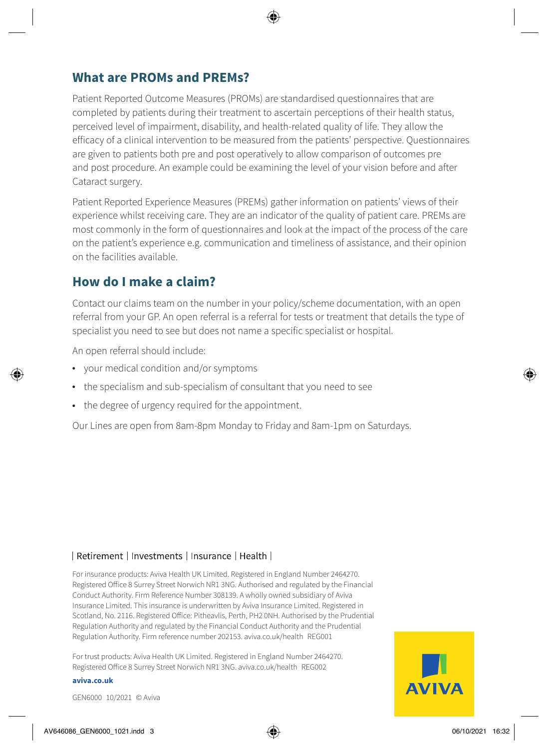## What are PROMs and PREMs?

Patient Reported Outcome Measures (PROMs) are standardised questionnaires that are completed by patients during their treatment to ascertain perceptions of their health status, perceived level of impairment, disability, and health-related quality of life. They allow the efficacy of a clinical intervention to be measured from the patients' perspective. Questionnaires are given to patients both pre and post operatively to allow comparison of outcomes pre and post procedure. An example could be examining the level of your vision before and after Cataract surgery.

Patient Reported Experience Measures (PREMs) gather information on patients' views of their experience whilst receiving care. They are an indicator of the quality of patient care. PREMs are most commonly in the form of questionnaires and look at the impact of the process of the care on the patient's experience e.g. communication and timeliness of assistance, and their opinion on the facilities available.

## How do I make a claim?

Contact our claims team on the number in your policy/scheme documentation, with an open referral from your GP. An open referral is a referral for tests or treatment that details the type of specialist you need to see but does not name a specific specialist or hospital.

An open referral should include:

- your medical condition and/or symptoms
- the specialism and sub-specialism of consultant that you need to see
- the degree of urgency required for the appointment.

Our Lines are open from 8am-8pm Monday to Friday and 8am-1pm on Saturdays.

| Retirement | Investments | Insurance | Health |

For insurance products: Aviva Health UK Limited. Registered in England Number 2464270. Registered Office 8 Surrey Street Norwich NR1 3NG. Authorised and regulated by the Financial Conduct Authority. Firm Reference Number 308139. A wholly owned subsidiary of Aviva Insurance Limited. This insurance is underwritten by Aviva Insurance Limited. Registered in Scotland, No. 2116. Registered Office: Pitheavlis, Perth, PH2 0NH. Authorised by the Prudential Regulation Authority and regulated by the Financial Conduct Authority and the Prudential Regulation Authority. Firm reference number 202153. aviva.co.uk/health REG001

For trust products: Aviva Health UK Limited. Registered in England Number 2464270. Registered Office 8 Surrey Street Norwich NR1 3NG. aviva.co.uk/health REG002

**aviva.co.uk**

GEN6000 10/2021 © Aviva

AVIVA